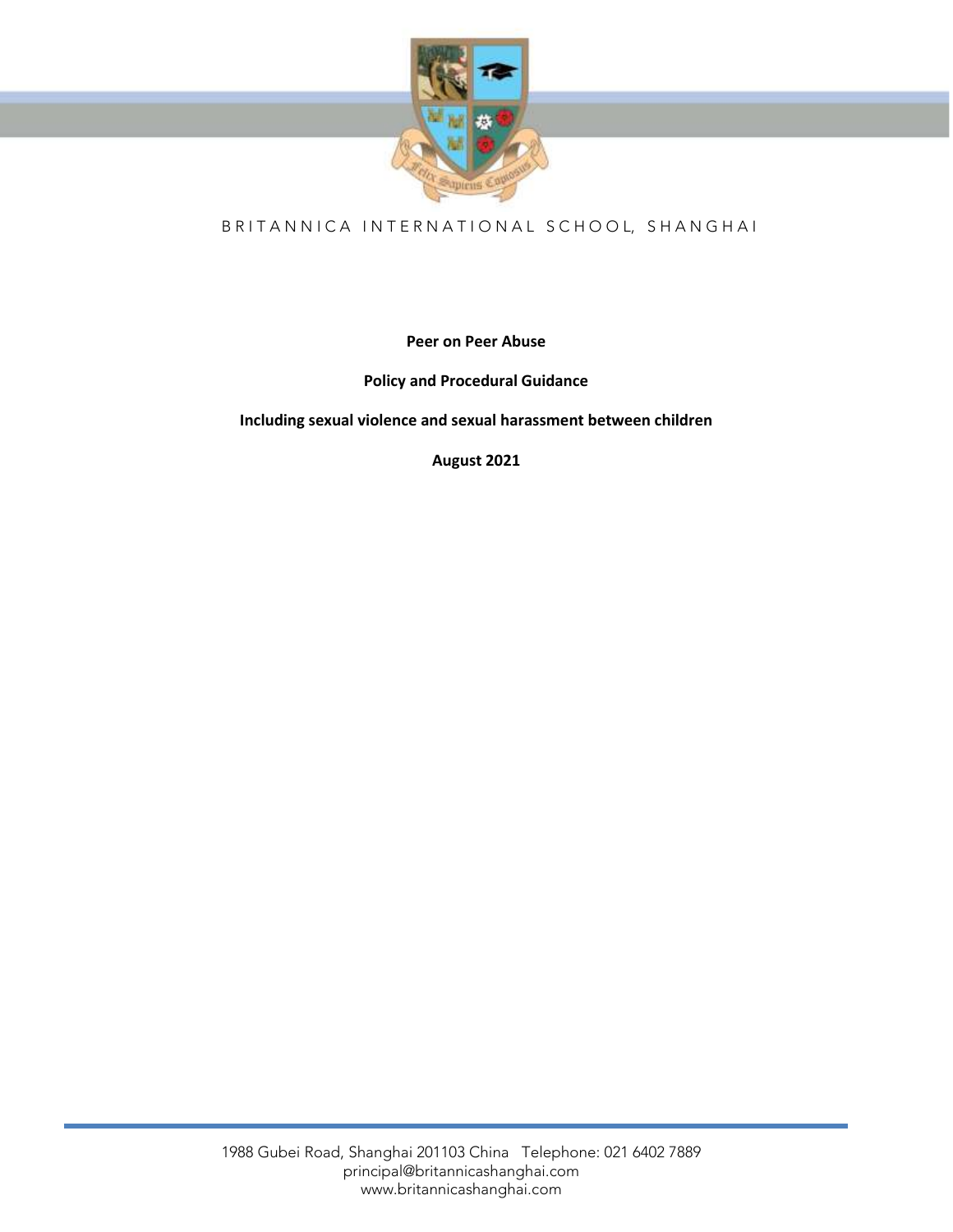BRITANNICA INTERNATIONAL SCHOOL, SHANGHAI

**Peer on Peer Abuse**

**Policy and Procedural Guidance**

**Including sexual violence and sexual harassment between children**

**August 2021**

1988 Gubei Road, Shanghai 201103 China Telephone: 021 6402 7889
principal@britannicashanghai.com
www.britannicashanghai.com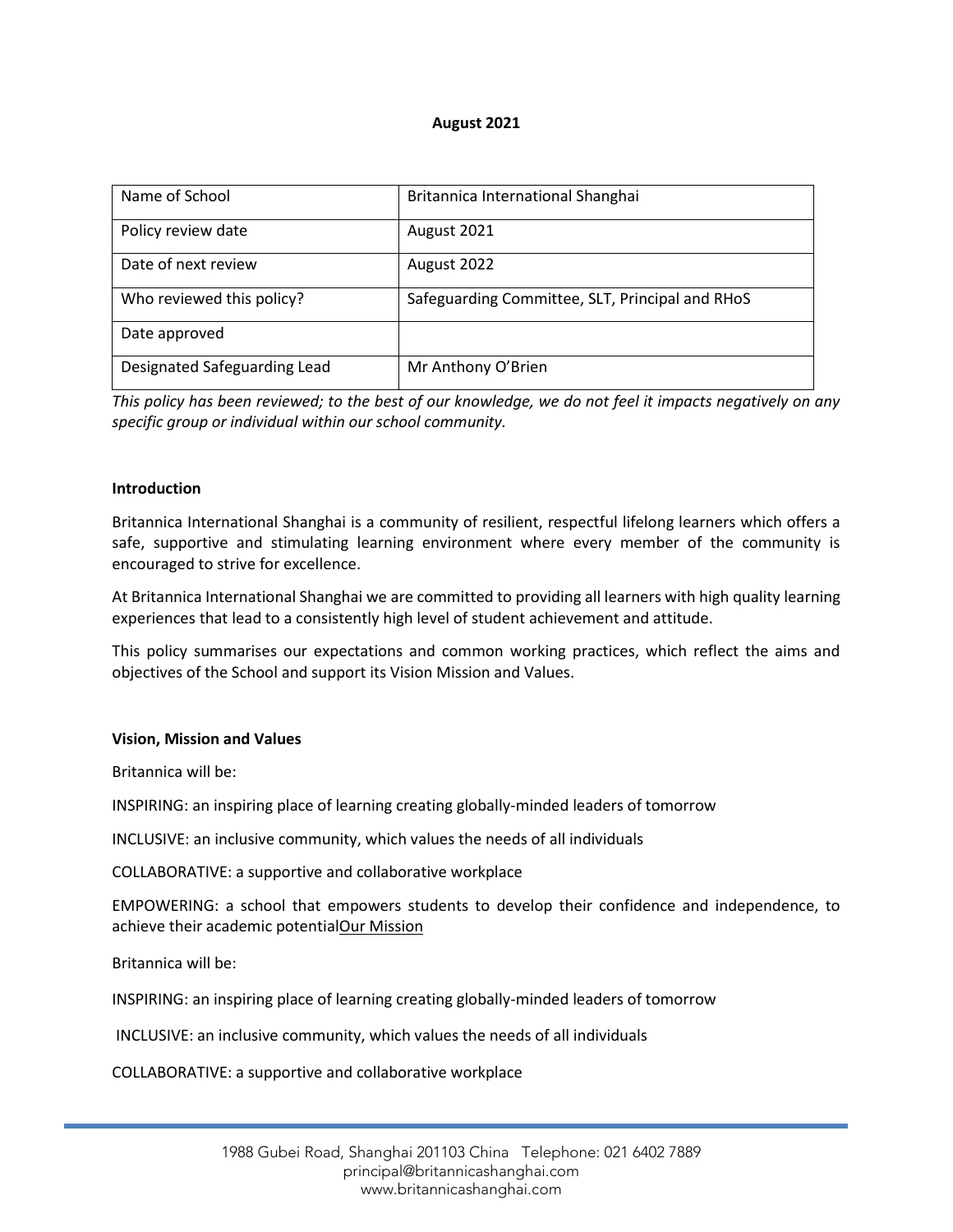**August 2021**

| Name of School | Britannica International Shanghai |
|---|---|
| Policy review date | August 2021 |
| Date of next review | August 2022 |
| Who reviewed this policy? | Safeguarding Committee, SLT, Principal and RHoS |
| Date approved | |
| Designated Safeguarding Lead | Mr Anthony O'Brien |

*This policy has been reviewed; to the best of our knowledge, we do not feel it impacts negatively on any specific group or individual within our school community.*

**Introduction**

Britannica International Shanghai is a community of resilient, respectful lifelong learners which offers a safe, supportive and stimulating learning environment where every member of the community is encouraged to strive for excellence.

At Britannica International Shanghai we are committed to providing all learners with high quality learning experiences that lead to a consistently high level of student achievement and attitude.

This policy summarises our expectations and common working practices, which reflect the aims and objectives of the School and support its Vision Mission and Values.

**Vision, Mission and Values**

Britannica will be:

INSPIRING: an inspiring place of learning creating globally-minded leaders of tomorrow

INCLUSIVE: an inclusive community, which values the needs of all individuals

COLLABORATIVE: a supportive and collaborative workplace

EMPOWERING: a school that empowers students to develop their confidence and independence, to achieve their academic potentialOur Mission

Britannica will be:

INSPIRING: an inspiring place of learning creating globally-minded leaders of tomorrow

INCLUSIVE: an inclusive community, which values the needs of all individuals

COLLABORATIVE: a supportive and collaborative workplace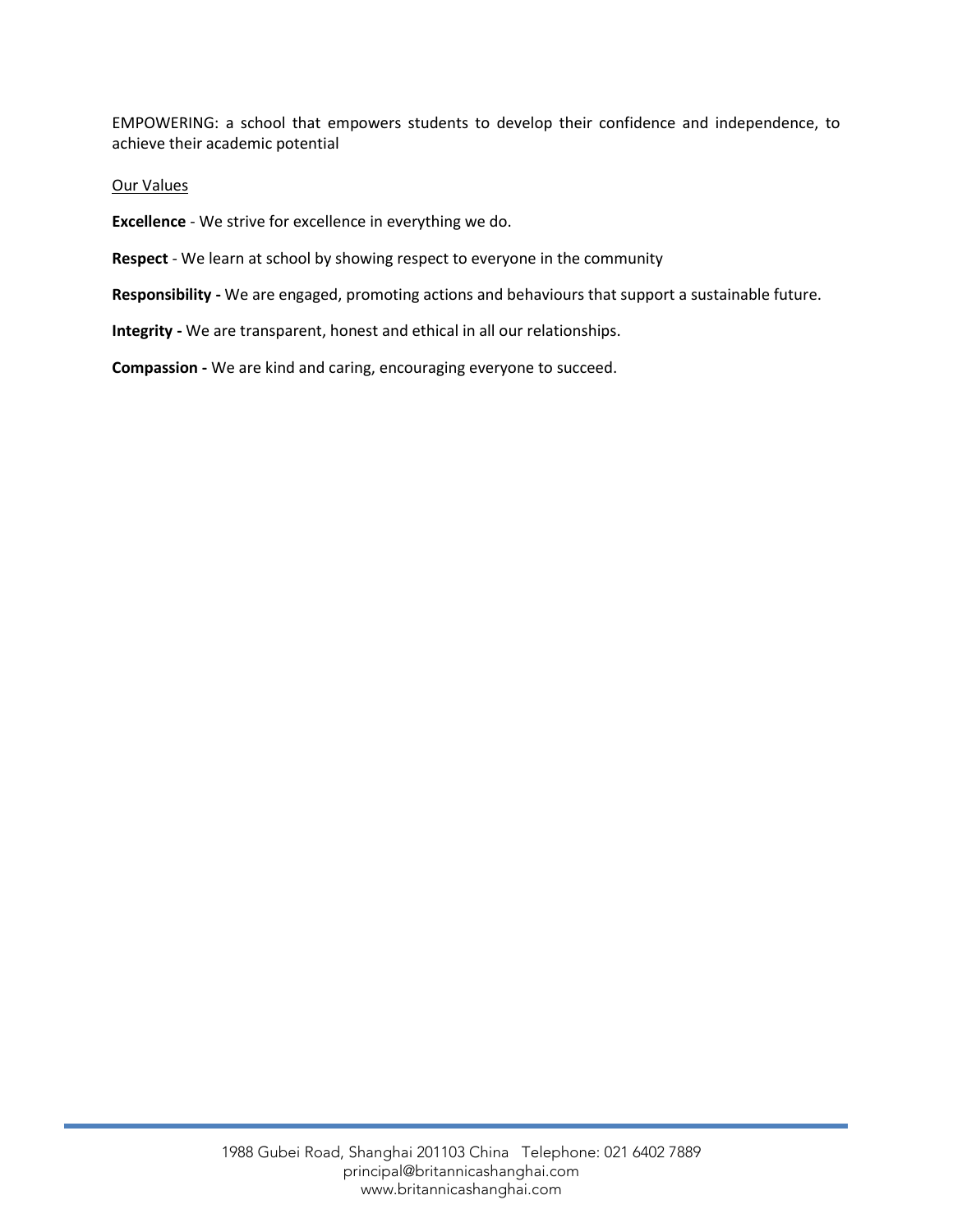EMPOWERING: a school that empowers students to develop their confidence and independence, to achieve their academic potential

Our Values

**Excellence** - We strive for excellence in everything we do.

**Respect** - We learn at school by showing respect to everyone in the community

**Responsibility -** We are engaged, promoting actions and behaviours that support a sustainable future.

**Integrity -** We are transparent, honest and ethical in all our relationships.

**Compassion -** We are kind and caring, encouraging everyone to succeed.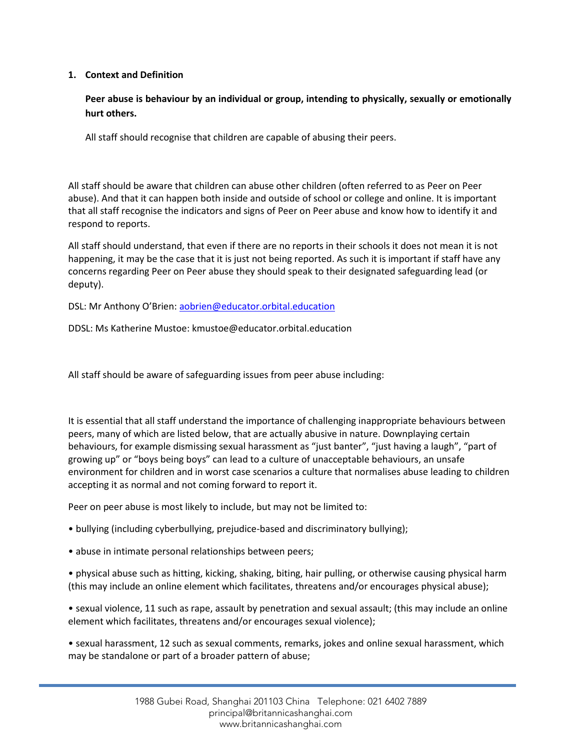## 1. Context and Definition

**Peer abuse is behaviour by an individual or group, intending to physically, sexually or emotionally hurt others.**

All staff should recognise that children are capable of abusing their peers.

All staff should be aware that children can abuse other children (often referred to as Peer on Peer abuse). And that it can happen both inside and outside of school or college and online. It is important that all staff recognise the indicators and signs of Peer on Peer abuse and know how to identify it and respond to reports.

All staff should understand, that even if there are no reports in their schools it does not mean it is not happening, it may be the case that it is just not being reported. As such it is important if staff have any concerns regarding Peer on Peer abuse they should speak to their designated safeguarding lead (or deputy).

DSL: Mr Anthony O'Brien: aobrien@educator.orbital.education

DDSL: Ms Katherine Mustoe: kmustoe@educator.orbital.education

All staff should be aware of safeguarding issues from peer abuse including:

It is essential that all staff understand the importance of challenging inappropriate behaviours between peers, many of which are listed below, that are actually abusive in nature. Downplaying certain behaviours, for example dismissing sexual harassment as "just banter", "just having a laugh", "part of growing up" or "boys being boys" can lead to a culture of unacceptable behaviours, an unsafe environment for children and in worst case scenarios a culture that normalises abuse leading to children accepting it as normal and not coming forward to report it.

Peer on peer abuse is most likely to include, but may not be limited to:

- bullying (including cyberbullying, prejudice-based and discriminatory bullying);
- abuse in intimate personal relationships between peers;
- physical abuse such as hitting, kicking, shaking, biting, hair pulling, or otherwise causing physical harm (this may include an online element which facilitates, threatens and/or encourages physical abuse);
- sexual violence, 11 such as rape, assault by penetration and sexual assault; (this may include an online element which facilitates, threatens and/or encourages sexual violence);
- sexual harassment, 12 such as sexual comments, remarks, jokes and online sexual harassment, which may be standalone or part of a broader pattern of abuse;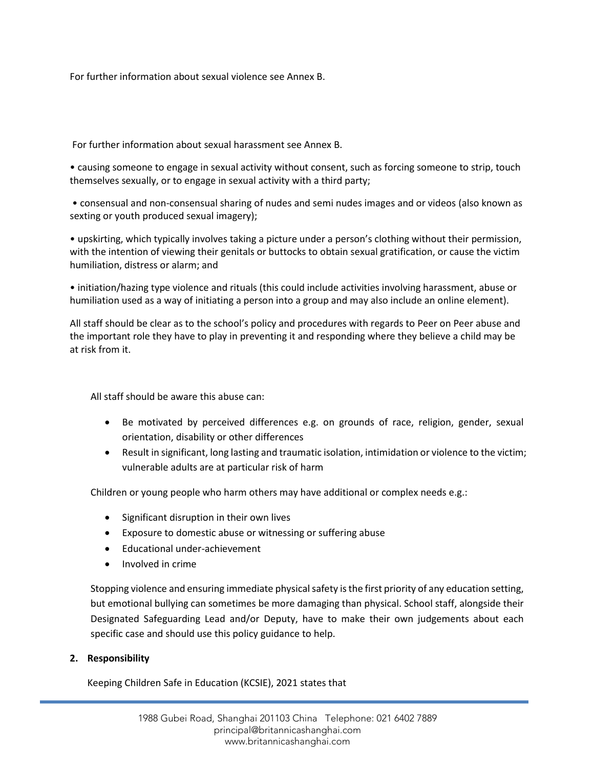For further information about sexual violence see Annex B.

For further information about sexual harassment see Annex B.

• causing someone to engage in sexual activity without consent, such as forcing someone to strip, touch themselves sexually, or to engage in sexual activity with a third party;

• consensual and non-consensual sharing of nudes and semi nudes images and or videos (also known as sexting or youth produced sexual imagery);

• upskirting, which typically involves taking a picture under a person's clothing without their permission, with the intention of viewing their genitals or buttocks to obtain sexual gratification, or cause the victim humiliation, distress or alarm; and

• initiation/hazing type violence and rituals (this could include activities involving harassment, abuse or humiliation used as a way of initiating a person into a group and may also include an online element).

All staff should be clear as to the school's policy and procedures with regards to Peer on Peer abuse and the important role they have to play in preventing it and responding where they believe a child may be at risk from it.

All staff should be aware this abuse can:

- Be motivated by perceived differences e.g. on grounds of race, religion, gender, sexual orientation, disability or other differences
- Result in significant, long lasting and traumatic isolation, intimidation or violence to the victim; vulnerable adults are at particular risk of harm

Children or young people who harm others may have additional or complex needs e.g.:

- Significant disruption in their own lives
- Exposure to domestic abuse or witnessing or suffering abuse
- Educational under-achievement
- Involved in crime

Stopping violence and ensuring immediate physical safety is the first priority of any education setting, but emotional bullying can sometimes be more damaging than physical. School staff, alongside their Designated Safeguarding Lead and/or Deputy, have to make their own judgements about each specific case and should use this policy guidance to help.

## 2. Responsibility

Keeping Children Safe in Education (KCSIE), 2021 states that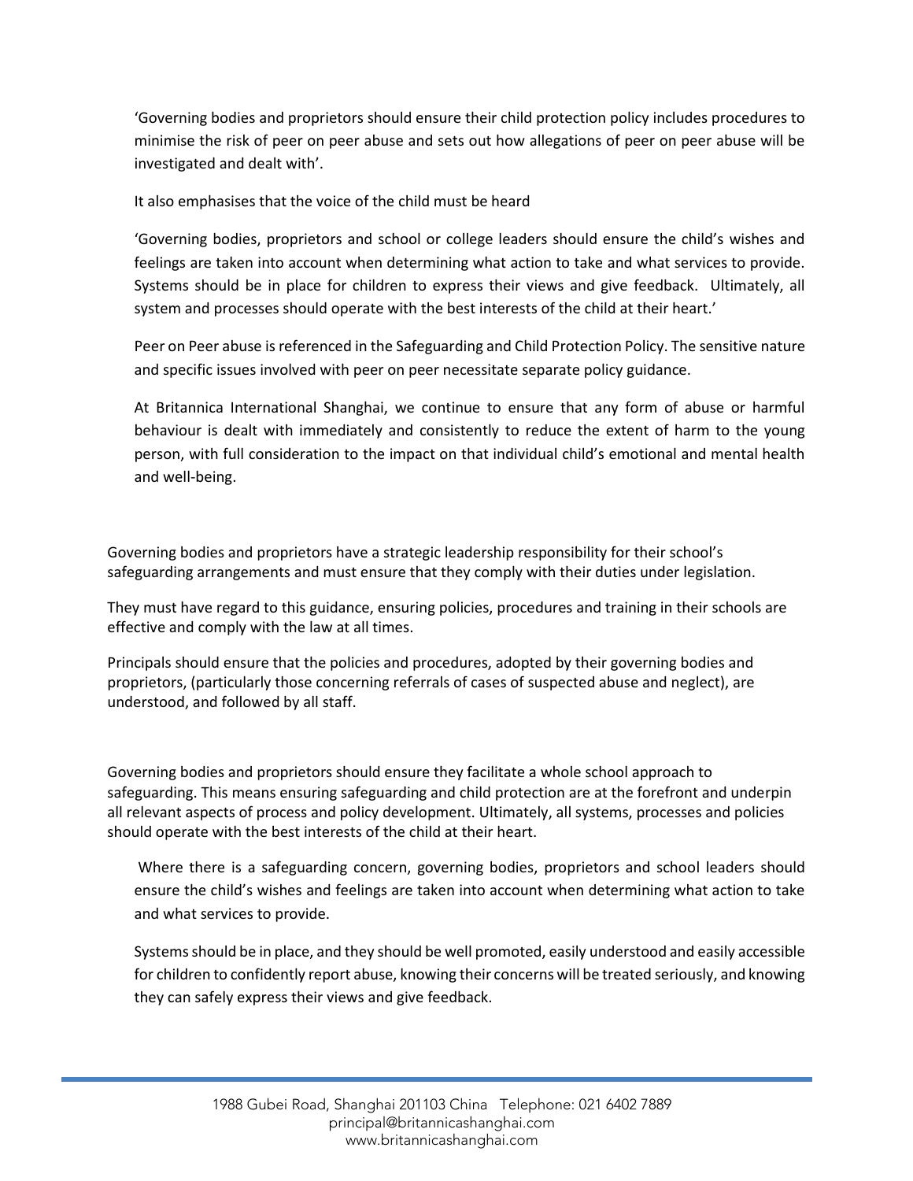'Governing bodies and proprietors should ensure their child protection policy includes procedures to minimise the risk of peer on peer abuse and sets out how allegations of peer on peer abuse will be investigated and dealt with'.

It also emphasises that the voice of the child must be heard

'Governing bodies, proprietors and school or college leaders should ensure the child's wishes and feelings are taken into account when determining what action to take and what services to provide. Systems should be in place for children to express their views and give feedback. Ultimately, all system and processes should operate with the best interests of the child at their heart.'

Peer on Peer abuse is referenced in the Safeguarding and Child Protection Policy. The sensitive nature and specific issues involved with peer on peer necessitate separate policy guidance.

At Britannica International Shanghai, we continue to ensure that any form of abuse or harmful behaviour is dealt with immediately and consistently to reduce the extent of harm to the young person, with full consideration to the impact on that individual child's emotional and mental health and well-being.

Governing bodies and proprietors have a strategic leadership responsibility for their school's safeguarding arrangements and must ensure that they comply with their duties under legislation.

They must have regard to this guidance, ensuring policies, procedures and training in their schools are effective and comply with the law at all times.

Principals should ensure that the policies and procedures, adopted by their governing bodies and proprietors, (particularly those concerning referrals of cases of suspected abuse and neglect), are understood, and followed by all staff.

Governing bodies and proprietors should ensure they facilitate a whole school approach to safeguarding. This means ensuring safeguarding and child protection are at the forefront and underpin all relevant aspects of process and policy development. Ultimately, all systems, processes and policies should operate with the best interests of the child at their heart.

Where there is a safeguarding concern, governing bodies, proprietors and school leaders should ensure the child's wishes and feelings are taken into account when determining what action to take and what services to provide.

Systems should be in place, and they should be well promoted, easily understood and easily accessible for children to confidently report abuse, knowing their concerns will be treated seriously, and knowing they can safely express their views and give feedback.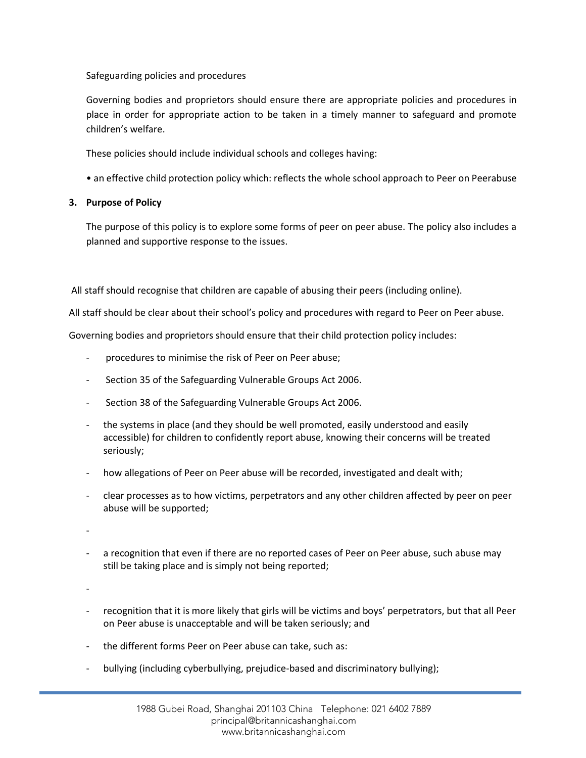Safeguarding policies and procedures

Governing bodies and proprietors should ensure there are appropriate policies and procedures in place in order for appropriate action to be taken in a timely manner to safeguard and promote children's welfare.

These policies should include individual schools and colleges having:

• an effective child protection policy which: reflects the whole school approach to Peer on Peerabuse

**3. Purpose of Policy**

The purpose of this policy is to explore some forms of peer on peer abuse. The policy also includes a planned and supportive response to the issues.

All staff should recognise that children are capable of abusing their peers (including online).

All staff should be clear about their school's policy and procedures with regard to Peer on Peer abuse.

Governing bodies and proprietors should ensure that their child protection policy includes:

- procedures to minimise the risk of Peer on Peer abuse;
- Section 35 of the Safeguarding Vulnerable Groups Act 2006.
- Section 38 of the Safeguarding Vulnerable Groups Act 2006.
- the systems in place (and they should be well promoted, easily understood and easily accessible) for children to confidently report abuse, knowing their concerns will be treated seriously;
- how allegations of Peer on Peer abuse will be recorded, investigated and dealt with;
- clear processes as to how victims, perpetrators and any other children affected by peer on peer abuse will be supported;
- 
- a recognition that even if there are no reported cases of Peer on Peer abuse, such abuse may still be taking place and is simply not being reported;
- 
- recognition that it is more likely that girls will be victims and boys' perpetrators, but that all Peer on Peer abuse is unacceptable and will be taken seriously; and
- the different forms Peer on Peer abuse can take, such as:
- bullying (including cyberbullying, prejudice-based and discriminatory bullying);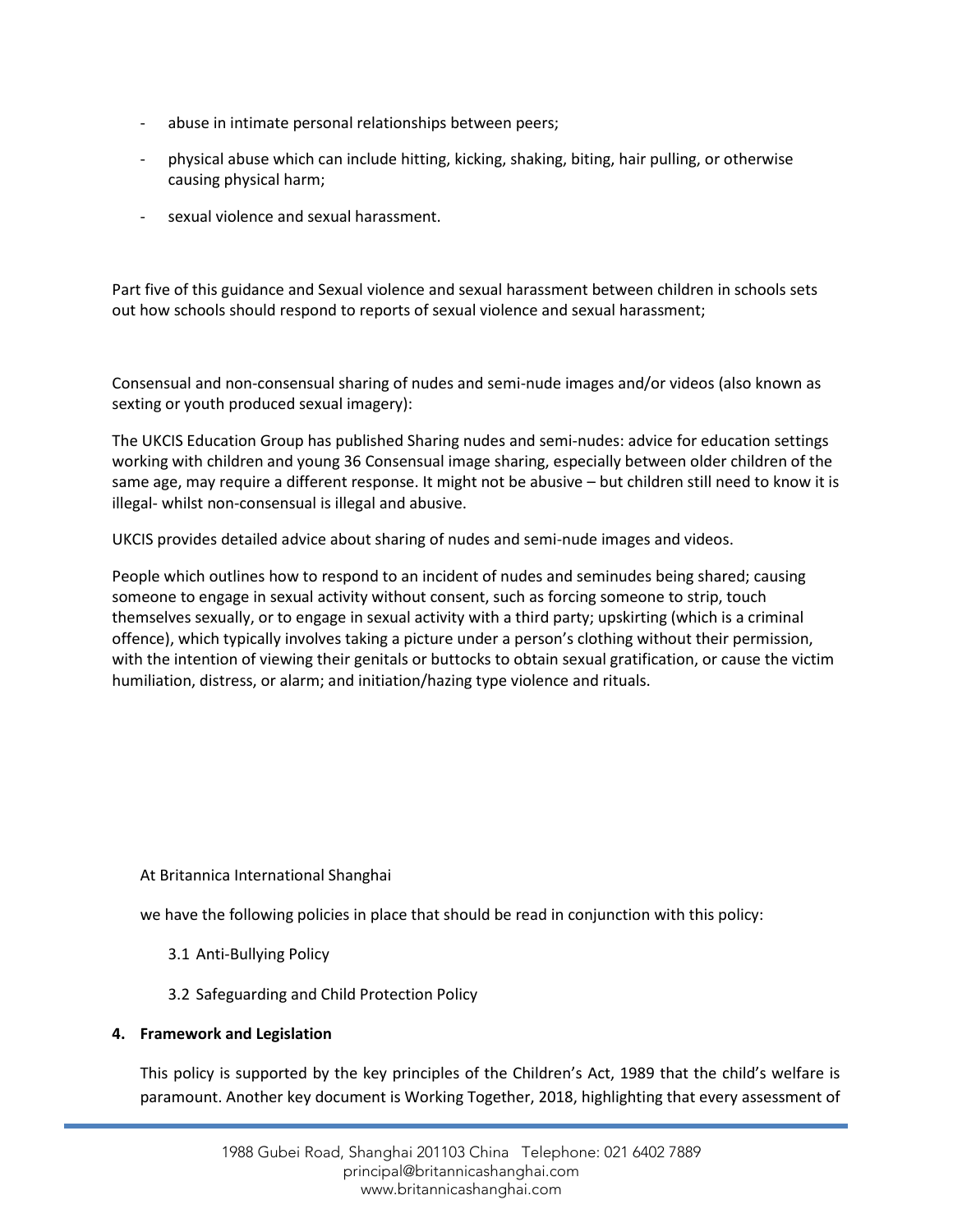- abuse in intimate personal relationships between peers;
- physical abuse which can include hitting, kicking, shaking, biting, hair pulling, or otherwise causing physical harm;
- sexual violence and sexual harassment.

Part five of this guidance and Sexual violence and sexual harassment between children in schools sets out how schools should respond to reports of sexual violence and sexual harassment;

Consensual and non-consensual sharing of nudes and semi-nude images and/or videos (also known as sexting or youth produced sexual imagery):

The UKCIS Education Group has published Sharing nudes and semi-nudes: advice for education settings working with children and young 36 Consensual image sharing, especially between older children of the same age, may require a different response. It might not be abusive – but children still need to know it is illegal- whilst non-consensual is illegal and abusive.

UKCIS provides detailed advice about sharing of nudes and semi-nude images and videos.

People which outlines how to respond to an incident of nudes and seminudes being shared; causing someone to engage in sexual activity without consent, such as forcing someone to strip, touch themselves sexually, or to engage in sexual activity with a third party; upskirting (which is a criminal offence), which typically involves taking a picture under a person's clothing without their permission, with the intention of viewing their genitals or buttocks to obtain sexual gratification, or cause the victim humiliation, distress, or alarm; and initiation/hazing type violence and rituals.

At Britannica International Shanghai

we have the following policies in place that should be read in conjunction with this policy:

3.1 Anti-Bullying Policy

3.2 Safeguarding and Child Protection Policy

**4. Framework and Legislation**

This policy is supported by the key principles of the Children's Act, 1989 that the child's welfare is paramount. Another key document is Working Together, 2018, highlighting that every assessment of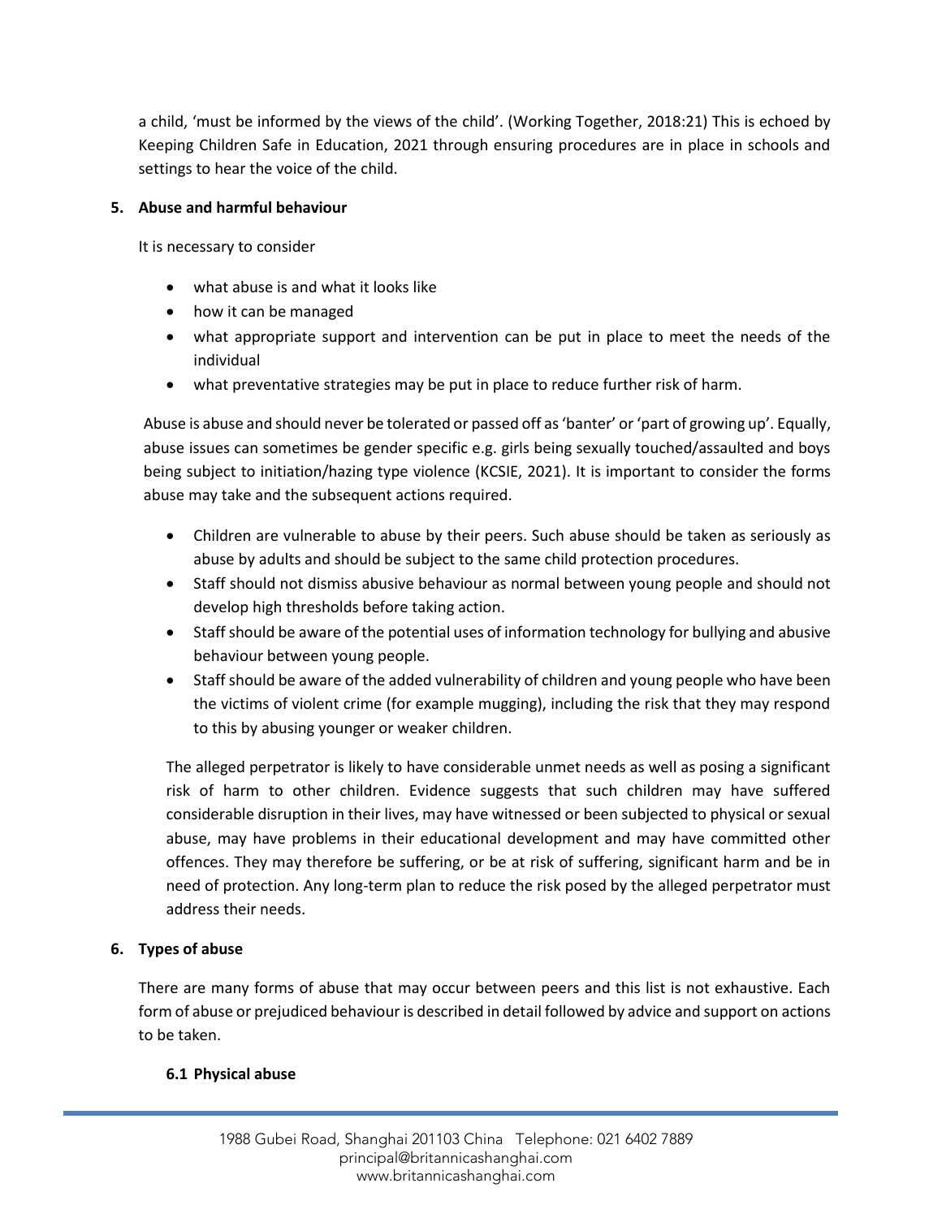a child, 'must be informed by the views of the child'. (Working Together, 2018:21) This is echoed by Keeping Children Safe in Education, 2021 through ensuring procedures are in place in schools and settings to hear the voice of the child.

## 5. Abuse and harmful behaviour

It is necessary to consider

- what abuse is and what it looks like
- how it can be managed
- what appropriate support and intervention can be put in place to meet the needs of the individual
- what preventative strategies may be put in place to reduce further risk of harm.

Abuse is abuse and should never be tolerated or passed off as 'banter' or 'part of growing up'. Equally, abuse issues can sometimes be gender specific e.g. girls being sexually touched/assaulted and boys being subject to initiation/hazing type violence (KCSIE, 2021). It is important to consider the forms abuse may take and the subsequent actions required.

- Children are vulnerable to abuse by their peers. Such abuse should be taken as seriously as abuse by adults and should be subject to the same child protection procedures.
- Staff should not dismiss abusive behaviour as normal between young people and should not develop high thresholds before taking action.
- Staff should be aware of the potential uses of information technology for bullying and abusive behaviour between young people.
- Staff should be aware of the added vulnerability of children and young people who have been the victims of violent crime (for example mugging), including the risk that they may respond to this by abusing younger or weaker children.

The alleged perpetrator is likely to have considerable unmet needs as well as posing a significant risk of harm to other children. Evidence suggests that such children may have suffered considerable disruption in their lives, may have witnessed or been subjected to physical or sexual abuse, may have problems in their educational development and may have committed other offences. They may therefore be suffering, or be at risk of suffering, significant harm and be in need of protection. Any long-term plan to reduce the risk posed by the alleged perpetrator must address their needs.

## 6. Types of abuse

There are many forms of abuse that may occur between peers and this list is not exhaustive. Each form of abuse or prejudiced behaviour is described in detail followed by advice and support on actions to be taken.

### 6.1 Physical abuse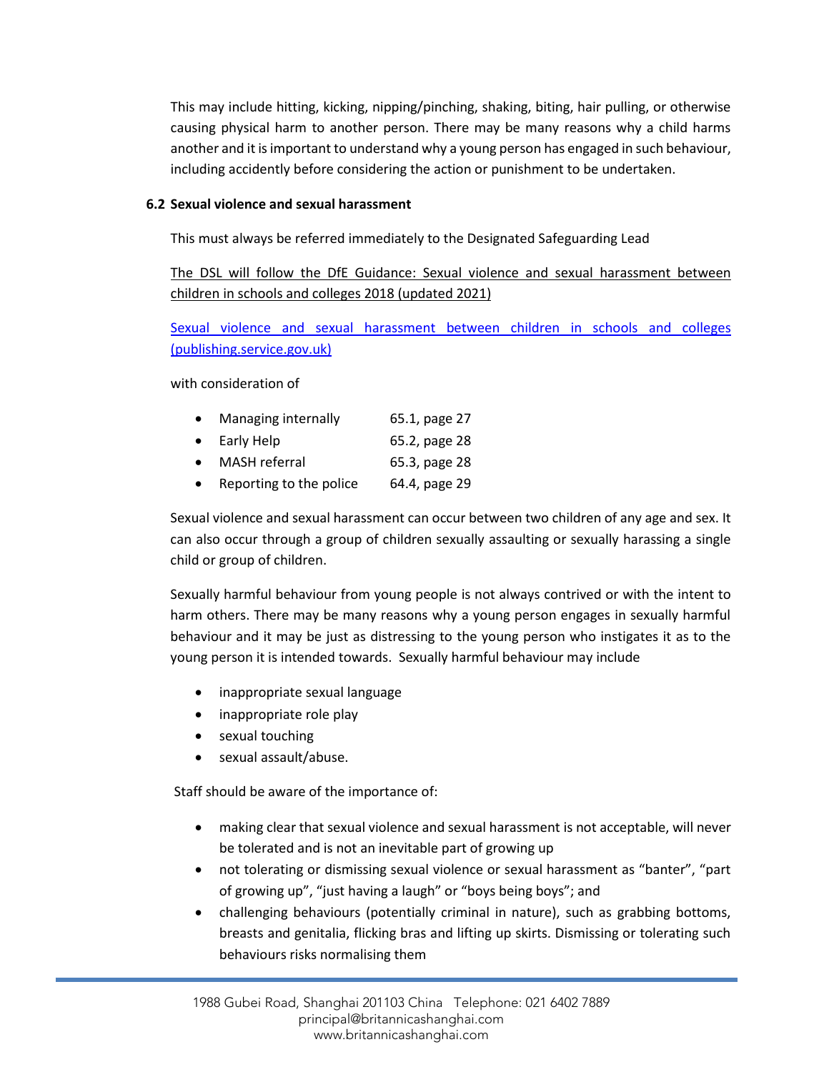This may include hitting, kicking, nipping/pinching, shaking, biting, hair pulling, or otherwise causing physical harm to another person. There may be many reasons why a child harms another and it is important to understand why a young person has engaged in such behaviour, including accidently before considering the action or punishment to be undertaken.

**6.2 Sexual violence and sexual harassment**

This must always be referred immediately to the Designated Safeguarding Lead

The DSL will follow the DfE Guidance: Sexual violence and sexual harassment between children in schools and colleges 2018 (updated 2021)

[Sexual violence and sexual harassment between children in schools and colleges (publishing.service.gov.uk)]

with consideration of

- Managing internally 65.1, page 27
- Early Help 65.2, page 28
- MASH referral 65.3, page 28
- Reporting to the police 64.4, page 29

Sexual violence and sexual harassment can occur between two children of any age and sex. It can also occur through a group of children sexually assaulting or sexually harassing a single child or group of children.

Sexually harmful behaviour from young people is not always contrived or with the intent to harm others. There may be many reasons why a young person engages in sexually harmful behaviour and it may be just as distressing to the young person who instigates it as to the young person it is intended towards. Sexually harmful behaviour may include

- inappropriate sexual language
- inappropriate role play
- sexual touching
- sexual assault/abuse.

Staff should be aware of the importance of:

- making clear that sexual violence and sexual harassment is not acceptable, will never be tolerated and is not an inevitable part of growing up
- not tolerating or dismissing sexual violence or sexual harassment as "banter", "part of growing up", "just having a laugh" or "boys being boys"; and
- challenging behaviours (potentially criminal in nature), such as grabbing bottoms, breasts and genitalia, flicking bras and lifting up skirts. Dismissing or tolerating such behaviours risks normalising them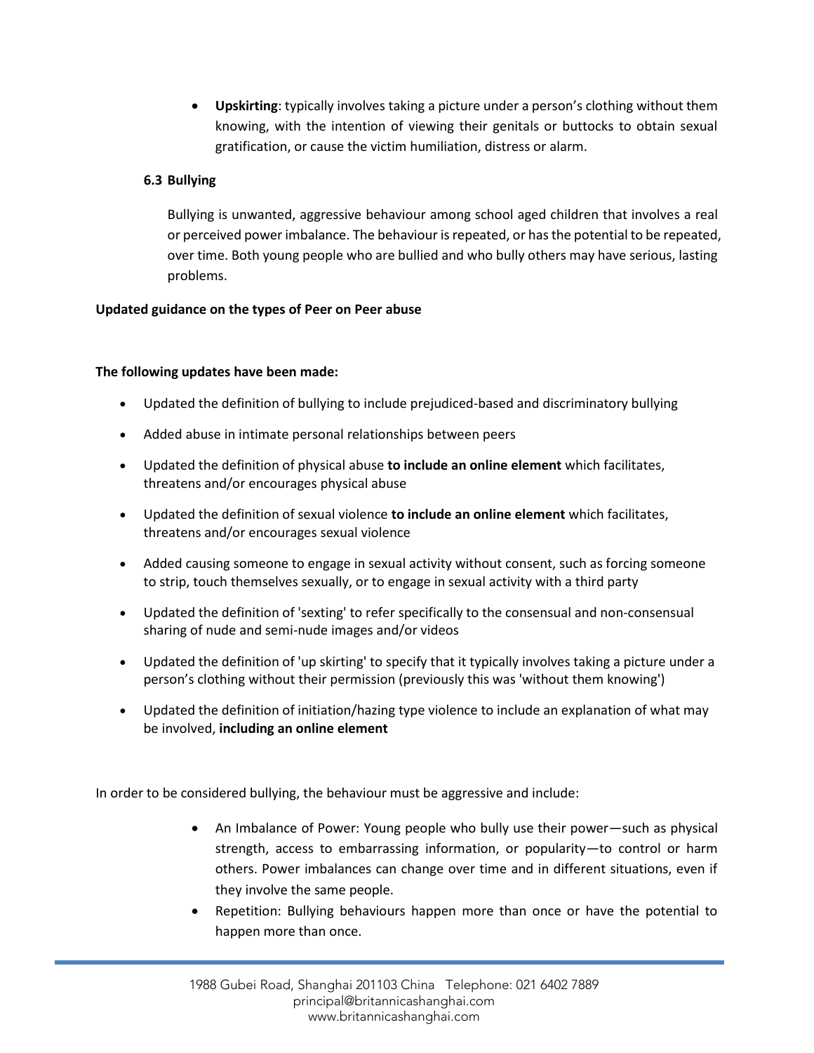- **Upskirting**: typically involves taking a picture under a person's clothing without them knowing, with the intention of viewing their genitals or buttocks to obtain sexual gratification, or cause the victim humiliation, distress or alarm.

### 6.3 Bullying

Bullying is unwanted, aggressive behaviour among school aged children that involves a real or perceived power imbalance. The behaviour is repeated, or has the potential to be repeated, over time. Both young people who are bullied and who bully others may have serious, lasting problems.

**Updated guidance on the types of Peer on Peer abuse**

**The following updates have been made:**

- Updated the definition of bullying to include prejudiced-based and discriminatory bullying
- Added abuse in intimate personal relationships between peers
- Updated the definition of physical abuse **to include an online element** which facilitates, threatens and/or encourages physical abuse
- Updated the definition of sexual violence **to include an online element** which facilitates, threatens and/or encourages sexual violence
- Added causing someone to engage in sexual activity without consent, such as forcing someone to strip, touch themselves sexually, or to engage in sexual activity with a third party
- Updated the definition of 'sexting' to refer specifically to the consensual and non-consensual sharing of nude and semi-nude images and/or videos
- Updated the definition of 'up skirting' to specify that it typically involves taking a picture under a person's clothing without their permission (previously this was 'without them knowing')
- Updated the definition of initiation/hazing type violence to include an explanation of what may be involved, **including an online element**

In order to be considered bullying, the behaviour must be aggressive and include:

- An Imbalance of Power: Young people who bully use their power—such as physical strength, access to embarrassing information, or popularity—to control or harm others. Power imbalances can change over time and in different situations, even if they involve the same people.
- Repetition: Bullying behaviours happen more than once or have the potential to happen more than once.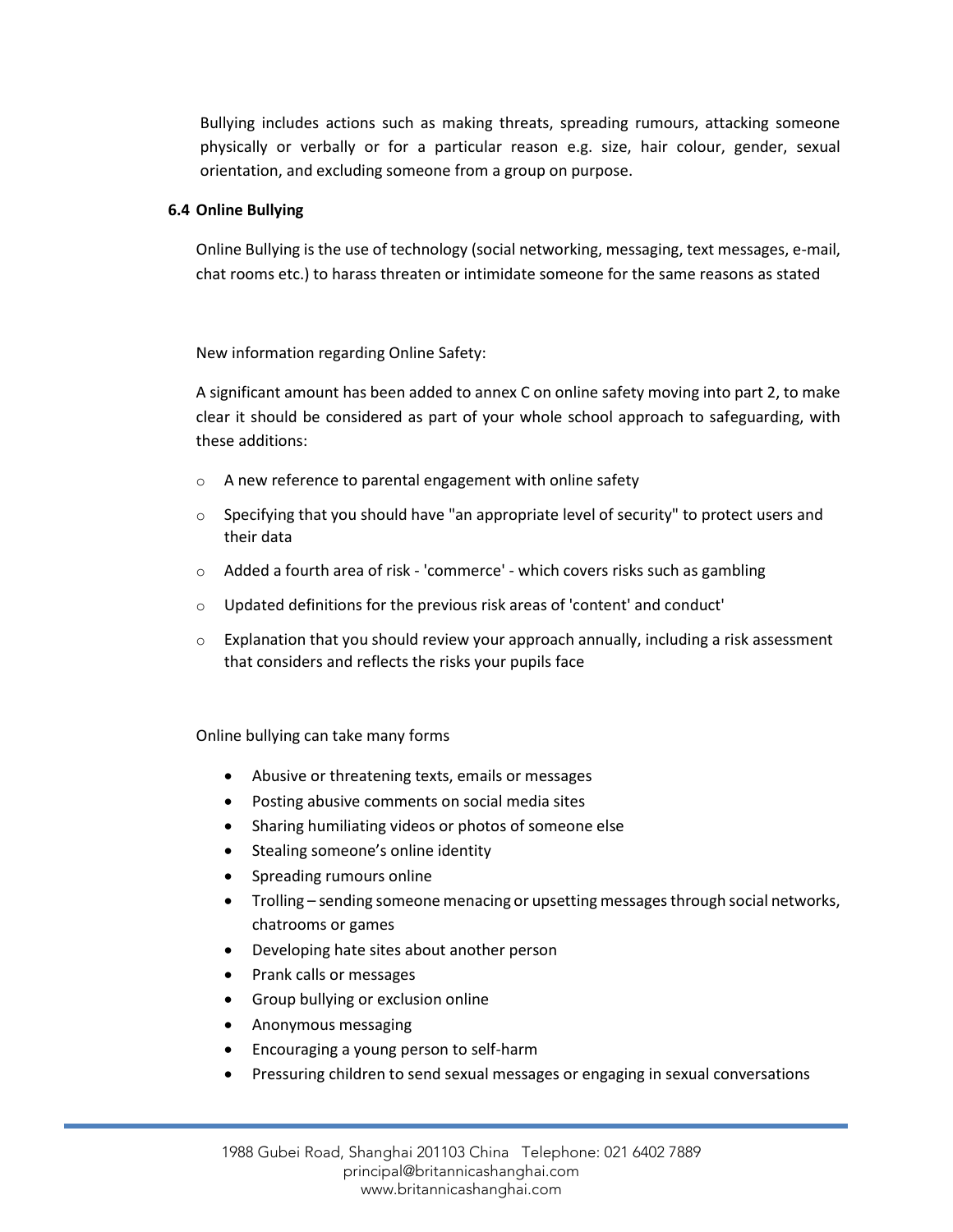Bullying includes actions such as making threats, spreading rumours, attacking someone physically or verbally or for a particular reason e.g. size, hair colour, gender, sexual orientation, and excluding someone from a group on purpose.

### 6.4 Online Bullying

Online Bullying is the use of technology (social networking, messaging, text messages, e-mail, chat rooms etc.) to harass threaten or intimidate someone for the same reasons as stated

New information regarding Online Safety:

A significant amount has been added to annex C on online safety moving into part 2, to make clear it should be considered as part of your whole school approach to safeguarding, with these additions:

- A new reference to parental engagement with online safety
- Specifying that you should have "an appropriate level of security" to protect users and their data
- Added a fourth area of risk - 'commerce' - which covers risks such as gambling
- Updated definitions for the previous risk areas of 'content' and conduct'
- Explanation that you should review your approach annually, including a risk assessment that considers and reflects the risks your pupils face

Online bullying can take many forms

- Abusive or threatening texts, emails or messages
- Posting abusive comments on social media sites
- Sharing humiliating videos or photos of someone else
- Stealing someone's online identity
- Spreading rumours online
- Trolling – sending someone menacing or upsetting messages through social networks, chatrooms or games
- Developing hate sites about another person
- Prank calls or messages
- Group bullying or exclusion online
- Anonymous messaging
- Encouraging a young person to self-harm
- Pressuring children to send sexual messages or engaging in sexual conversations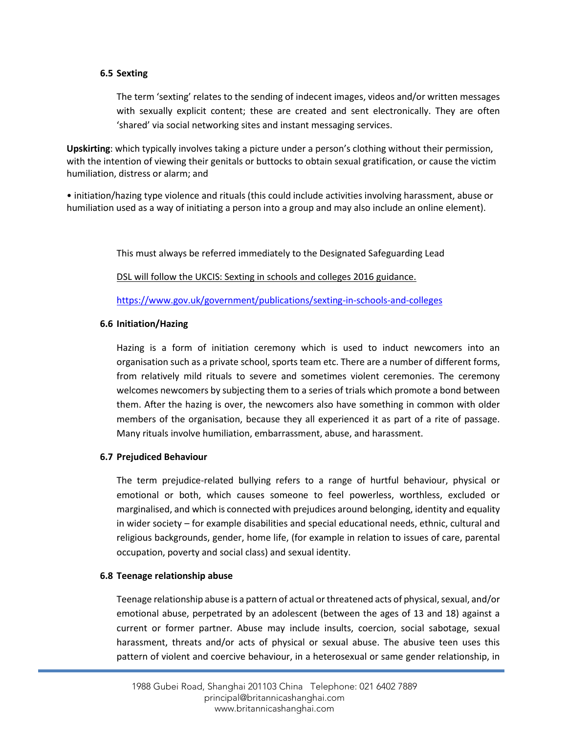### 6.5 Sexting

The term 'sexting' relates to the sending of indecent images, videos and/or written messages with sexually explicit content; these are created and sent electronically. They are often 'shared' via social networking sites and instant messaging services.

**Upskirting**: which typically involves taking a picture under a person's clothing without their permission, with the intention of viewing their genitals or buttocks to obtain sexual gratification, or cause the victim humiliation, distress or alarm; and

• initiation/hazing type violence and rituals (this could include activities involving harassment, abuse or humiliation used as a way of initiating a person into a group and may also include an online element).

This must always be referred immediately to the Designated Safeguarding Lead

DSL will follow the UKCIS: Sexting in schools and colleges 2016 guidance.

https://www.gov.uk/government/publications/sexting-in-schools-and-colleges

### 6.6 Initiation/Hazing

Hazing is a form of initiation ceremony which is used to induct newcomers into an organisation such as a private school, sports team etc. There are a number of different forms, from relatively mild rituals to severe and sometimes violent ceremonies. The ceremony welcomes newcomers by subjecting them to a series of trials which promote a bond between them. After the hazing is over, the newcomers also have something in common with older members of the organisation, because they all experienced it as part of a rite of passage. Many rituals involve humiliation, embarrassment, abuse, and harassment.

### 6.7 Prejudiced Behaviour

The term prejudice-related bullying refers to a range of hurtful behaviour, physical or emotional or both, which causes someone to feel powerless, worthless, excluded or marginalised, and which is connected with prejudices around belonging, identity and equality in wider society – for example disabilities and special educational needs, ethnic, cultural and religious backgrounds, gender, home life, (for example in relation to issues of care, parental occupation, poverty and social class) and sexual identity.

### 6.8 Teenage relationship abuse

Teenage relationship abuse is a pattern of actual or threatened acts of physical, sexual, and/or emotional abuse, perpetrated by an adolescent (between the ages of 13 and 18) against a current or former partner. Abuse may include insults, coercion, social sabotage, sexual harassment, threats and/or acts of physical or sexual abuse. The abusive teen uses this pattern of violent and coercive behaviour, in a heterosexual or same gender relationship, in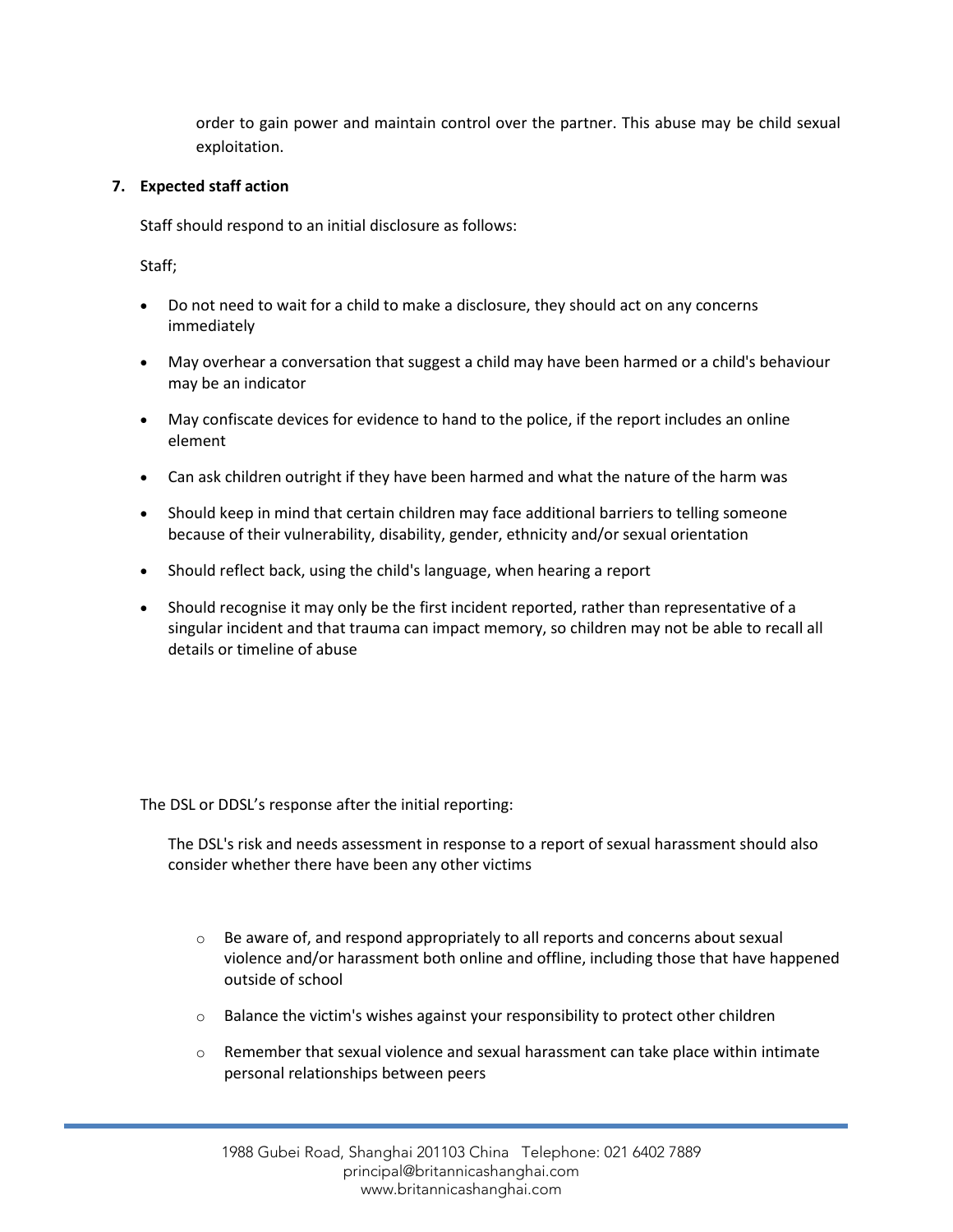order to gain power and maintain control over the partner. This abuse may be child sexual exploitation.

**7. Expected staff action**

Staff should respond to an initial disclosure as follows:

Staff;

- Do not need to wait for a child to make a disclosure, they should act on any concerns immediately
- May overhear a conversation that suggest a child may have been harmed or a child's behaviour may be an indicator
- May confiscate devices for evidence to hand to the police, if the report includes an online element
- Can ask children outright if they have been harmed and what the nature of the harm was
- Should keep in mind that certain children may face additional barriers to telling someone because of their vulnerability, disability, gender, ethnicity and/or sexual orientation
- Should reflect back, using the child's language, when hearing a report
- Should recognise it may only be the first incident reported, rather than representative of a singular incident and that trauma can impact memory, so children may not be able to recall all details or timeline of abuse

The DSL or DDSL's response after the initial reporting:

The DSL's risk and needs assessment in response to a report of sexual harassment should also consider whether there have been any other victims

- Be aware of, and respond appropriately to all reports and concerns about sexual violence and/or harassment both online and offline, including those that have happened outside of school
- Balance the victim's wishes against your responsibility to protect other children
- Remember that sexual violence and sexual harassment can take place within intimate personal relationships between peers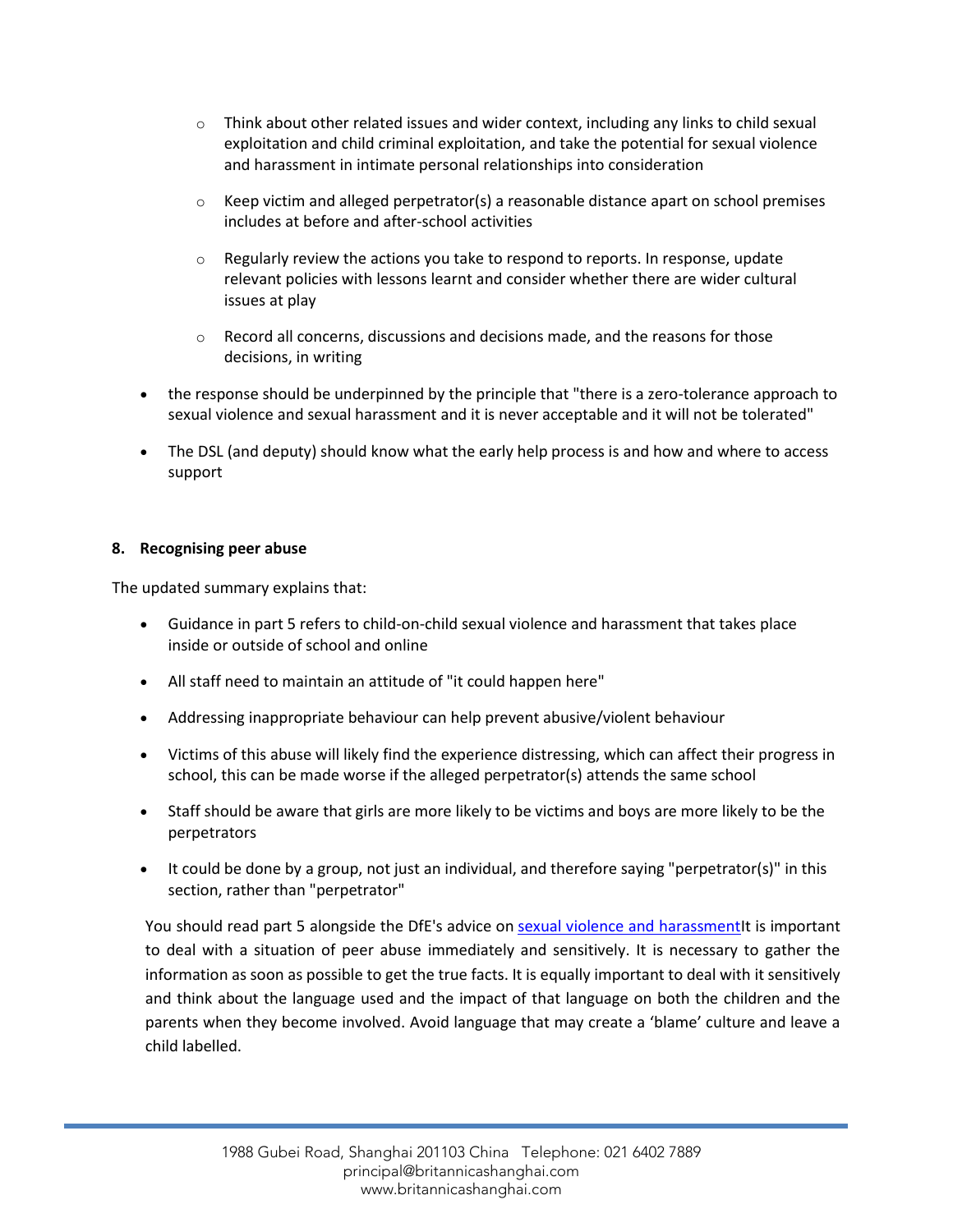- Think about other related issues and wider context, including any links to child sexual exploitation and child criminal exploitation, and take the potential for sexual violence and harassment in intimate personal relationships into consideration
    - Keep victim and alleged perpetrator(s) a reasonable distance apart on school premises includes at before and after-school activities
    - Regularly review the actions you take to respond to reports. In response, update relevant policies with lessons learnt and consider whether there are wider cultural issues at play
    - Record all concerns, discussions and decisions made, and the reasons for those decisions, in writing
- the response should be underpinned by the principle that "there is a zero-tolerance approach to sexual violence and sexual harassment and it is never acceptable and it will not be tolerated"
- The DSL (and deputy) should know what the early help process is and how and where to access support

**8. Recognising peer abuse**

The updated summary explains that:

- Guidance in part 5 refers to child-on-child sexual violence and harassment that takes place inside or outside of school and online
- All staff need to maintain an attitude of "it could happen here"
- Addressing inappropriate behaviour can help prevent abusive/violent behaviour
- Victims of this abuse will likely find the experience distressing, which can affect their progress in school, this can be made worse if the alleged perpetrator(s) attends the same school
- Staff should be aware that girls are more likely to be victims and boys are more likely to be the perpetrators
- It could be done by a group, not just an individual, and therefore saying "perpetrator(s)" in this section, rather than "perpetrator"

You should read part 5 alongside the DfE's advice on sexual violence and harassmentIt is important to deal with a situation of peer abuse immediately and sensitively. It is necessary to gather the information as soon as possible to get the true facts. It is equally important to deal with it sensitively and think about the language used and the impact of that language on both the children and the parents when they become involved. Avoid language that may create a 'blame' culture and leave a child labelled.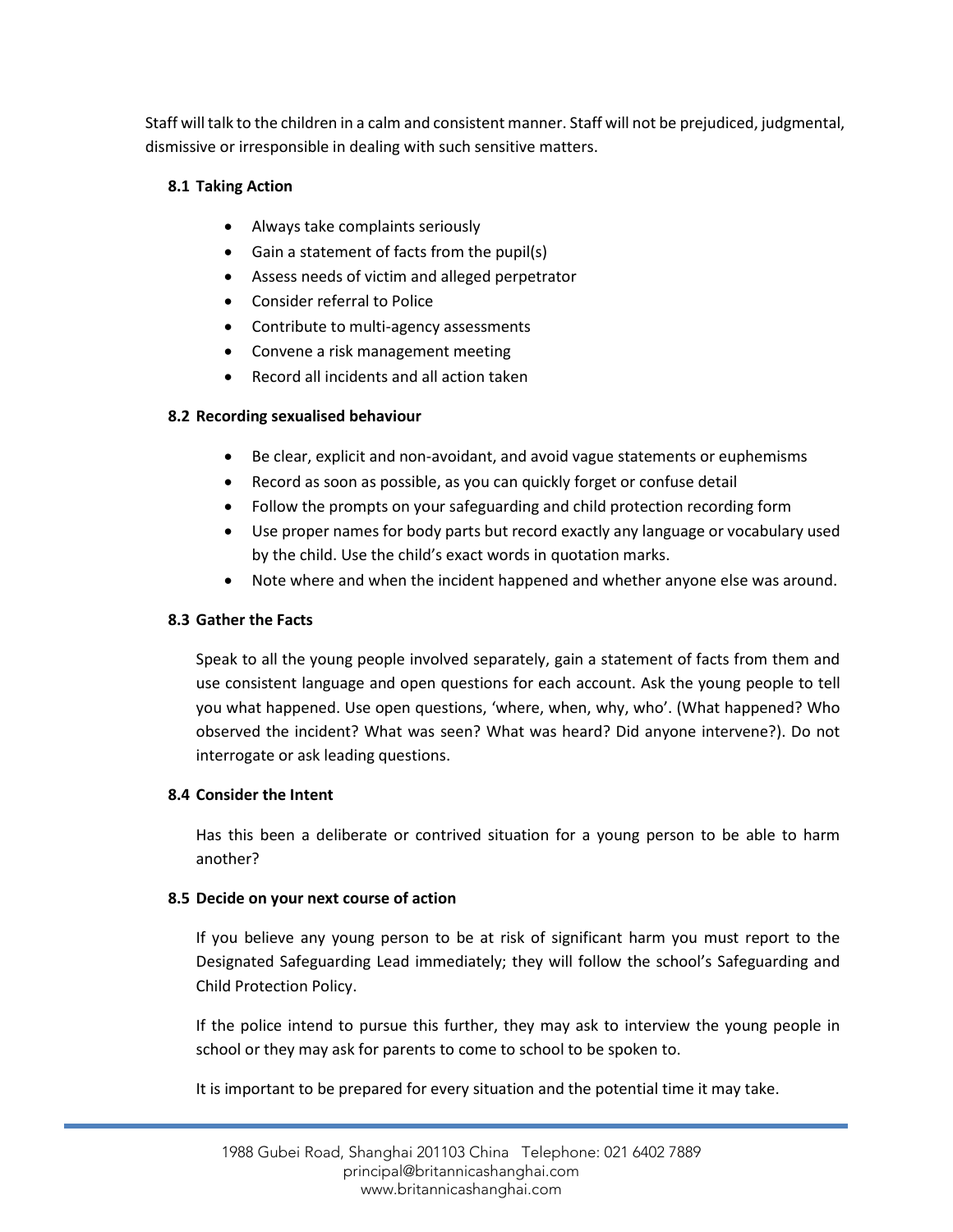Staff will talk to the children in a calm and consistent manner. Staff will not be prejudiced, judgmental, dismissive or irresponsible in dealing with such sensitive matters.

### 8.1 Taking Action

- Always take complaints seriously
- Gain a statement of facts from the pupil(s)
- Assess needs of victim and alleged perpetrator
- Consider referral to Police
- Contribute to multi-agency assessments
- Convene a risk management meeting
- Record all incidents and all action taken

### 8.2 Recording sexualised behaviour

- Be clear, explicit and non-avoidant, and avoid vague statements or euphemisms
- Record as soon as possible, as you can quickly forget or confuse detail
- Follow the prompts on your safeguarding and child protection recording form
- Use proper names for body parts but record exactly any language or vocabulary used by the child. Use the child's exact words in quotation marks.
- Note where and when the incident happened and whether anyone else was around.

### 8.3 Gather the Facts

Speak to all the young people involved separately, gain a statement of facts from them and use consistent language and open questions for each account. Ask the young people to tell you what happened. Use open questions, 'where, when, why, who'. (What happened? Who observed the incident? What was seen? What was heard? Did anyone intervene?). Do not interrogate or ask leading questions.

### 8.4 Consider the Intent

Has this been a deliberate or contrived situation for a young person to be able to harm another?

### 8.5 Decide on your next course of action

If you believe any young person to be at risk of significant harm you must report to the Designated Safeguarding Lead immediately; they will follow the school's Safeguarding and Child Protection Policy.

If the police intend to pursue this further, they may ask to interview the young people in school or they may ask for parents to come to school to be spoken to.

It is important to be prepared for every situation and the potential time it may take.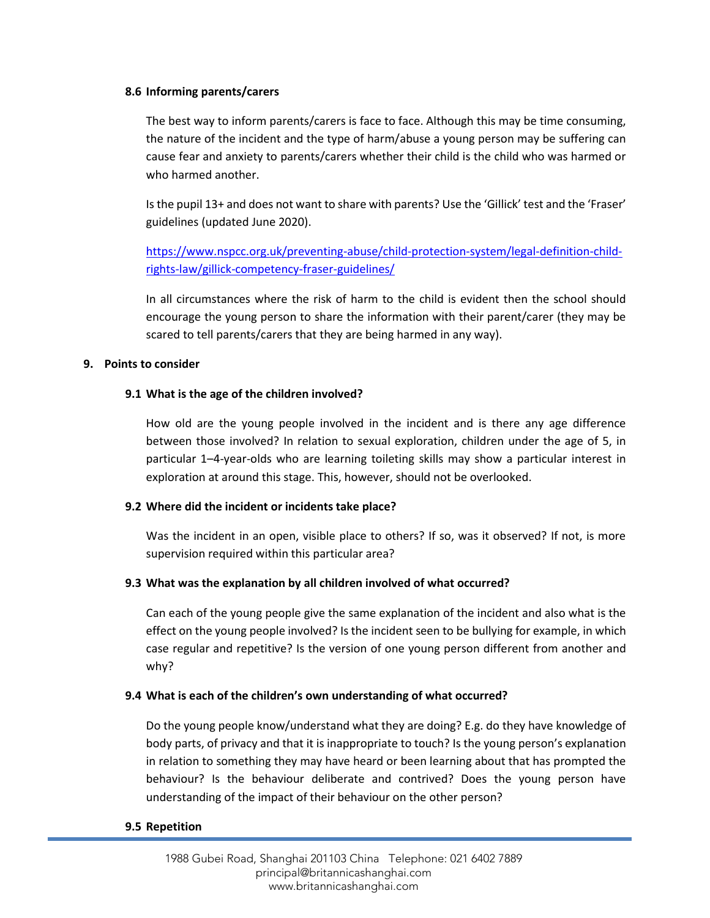### 8.6 Informing parents/carers

The best way to inform parents/carers is face to face. Although this may be time consuming, the nature of the incident and the type of harm/abuse a young person may be suffering can cause fear and anxiety to parents/carers whether their child is the child who was harmed or who harmed another.

Is the pupil 13+ and does not want to share with parents? Use the 'Gillick' test and the 'Fraser' guidelines (updated June 2020).

[https://www.nspcc.org.uk/preventing-abuse/child-protection-system/legal-definition-child-rights-law/gillick-competency-fraser-guidelines/](https://www.nspcc.org.uk/preventing-abuse/child-protection-system/legal-definition-child-rights-law/gillick-competency-fraser-guidelines/)

In all circumstances where the risk of harm to the child is evident then the school should encourage the young person to share the information with their parent/carer (they may be scared to tell parents/carers that they are being harmed in any way).

## 9. Points to consider

### 9.1 What is the age of the children involved?

How old are the young people involved in the incident and is there any age difference between those involved? In relation to sexual exploration, children under the age of 5, in particular 1–4-year-olds who are learning toileting skills may show a particular interest in exploration at around this stage. This, however, should not be overlooked.

### 9.2 Where did the incident or incidents take place?

Was the incident in an open, visible place to others? If so, was it observed? If not, is more supervision required within this particular area?

### 9.3 What was the explanation by all children involved of what occurred?

Can each of the young people give the same explanation of the incident and also what is the effect on the young people involved? Is the incident seen to be bullying for example, in which case regular and repetitive? Is the version of one young person different from another and why?

### 9.4 What is each of the children's own understanding of what occurred?

Do the young people know/understand what they are doing? E.g. do they have knowledge of body parts, of privacy and that it is inappropriate to touch? Is the young person's explanation in relation to something they may have heard or been learning about that has prompted the behaviour? Is the behaviour deliberate and contrived? Does the young person have understanding of the impact of their behaviour on the other person?

### 9.5 Repetition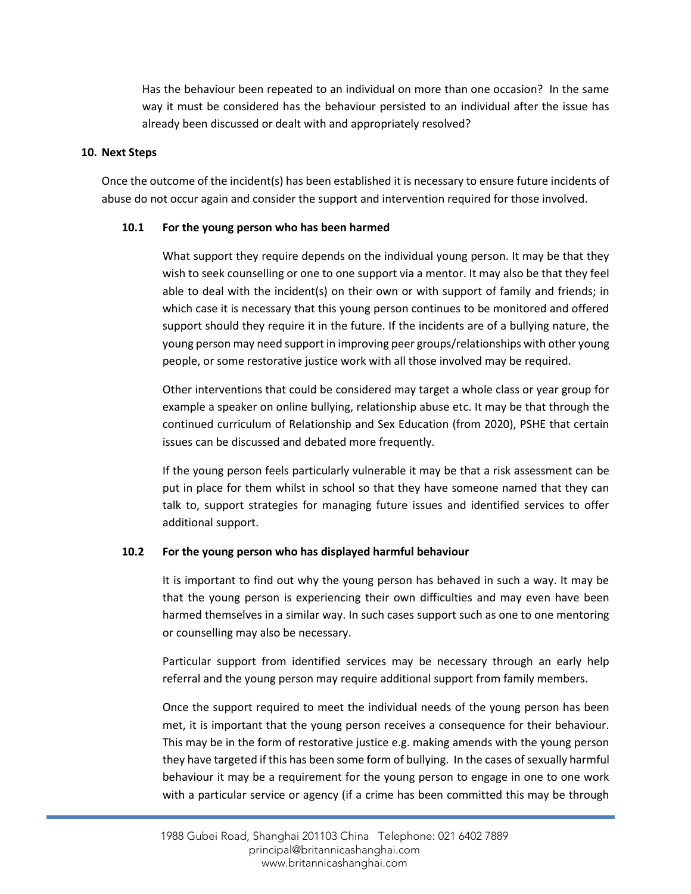Has the behaviour been repeated to an individual on more than one occasion? In the same way it must be considered has the behaviour persisted to an individual after the issue has already been discussed or dealt with and appropriately resolved?

## 10. Next Steps

Once the outcome of the incident(s) has been established it is necessary to ensure future incidents of abuse do not occur again and consider the support and intervention required for those involved.

### 10.1 For the young person who has been harmed

What support they require depends on the individual young person. It may be that they wish to seek counselling or one to one support via a mentor. It may also be that they feel able to deal with the incident(s) on their own or with support of family and friends; in which case it is necessary that this young person continues to be monitored and offered support should they require it in the future. If the incidents are of a bullying nature, the young person may need support in improving peer groups/relationships with other young people, or some restorative justice work with all those involved may be required.

Other interventions that could be considered may target a whole class or year group for example a speaker on online bullying, relationship abuse etc. It may be that through the continued curriculum of Relationship and Sex Education (from 2020), PSHE that certain issues can be discussed and debated more frequently.

If the young person feels particularly vulnerable it may be that a risk assessment can be put in place for them whilst in school so that they have someone named that they can talk to, support strategies for managing future issues and identified services to offer additional support.

### 10.2 For the young person who has displayed harmful behaviour

It is important to find out why the young person has behaved in such a way. It may be that the young person is experiencing their own difficulties and may even have been harmed themselves in a similar way. In such cases support such as one to one mentoring or counselling may also be necessary.

Particular support from identified services may be necessary through an early help referral and the young person may require additional support from family members.

Once the support required to meet the individual needs of the young person has been met, it is important that the young person receives a consequence for their behaviour. This may be in the form of restorative justice e.g. making amends with the young person they have targeted if this has been some form of bullying. In the cases of sexually harmful behaviour it may be a requirement for the young person to engage in one to one work with a particular service or agency (if a crime has been committed this may be through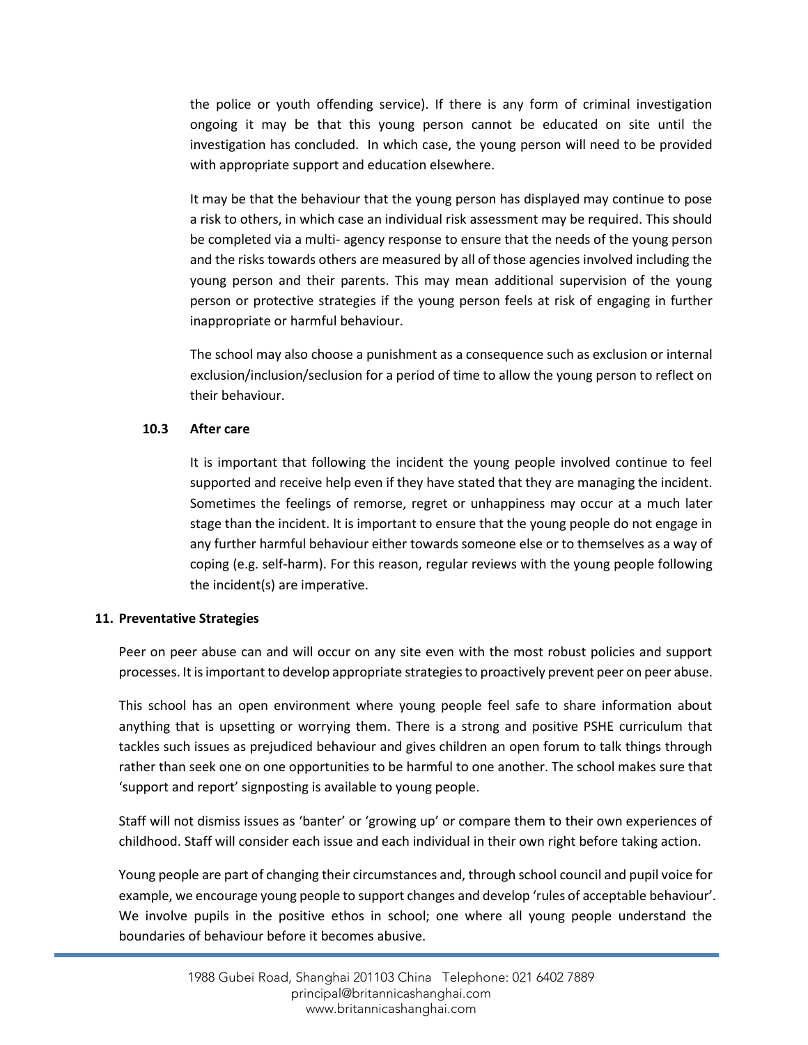the police or youth offending service). If there is any form of criminal investigation ongoing it may be that this young person cannot be educated on site until the investigation has concluded. In which case, the young person will need to be provided with appropriate support and education elsewhere.

It may be that the behaviour that the young person has displayed may continue to pose a risk to others, in which case an individual risk assessment may be required. This should be completed via a multi- agency response to ensure that the needs of the young person and the risks towards others are measured by all of those agencies involved including the young person and their parents. This may mean additional supervision of the young person or protective strategies if the young person feels at risk of engaging in further inappropriate or harmful behaviour.

The school may also choose a punishment as a consequence such as exclusion or internal exclusion/inclusion/seclusion for a period of time to allow the young person to reflect on their behaviour.

### 10.3 After care

It is important that following the incident the young people involved continue to feel supported and receive help even if they have stated that they are managing the incident. Sometimes the feelings of remorse, regret or unhappiness may occur at a much later stage than the incident. It is important to ensure that the young people do not engage in any further harmful behaviour either towards someone else or to themselves as a way of coping (e.g. self-harm). For this reason, regular reviews with the young people following the incident(s) are imperative.

## 11. Preventative Strategies

Peer on peer abuse can and will occur on any site even with the most robust policies and support processes. It is important to develop appropriate strategies to proactively prevent peer on peer abuse.

This school has an open environment where young people feel safe to share information about anything that is upsetting or worrying them. There is a strong and positive PSHE curriculum that tackles such issues as prejudiced behaviour and gives children an open forum to talk things through rather than seek one on one opportunities to be harmful to one another. The school makes sure that 'support and report' signposting is available to young people.

Staff will not dismiss issues as 'banter' or 'growing up' or compare them to their own experiences of childhood. Staff will consider each issue and each individual in their own right before taking action.

Young people are part of changing their circumstances and, through school council and pupil voice for example, we encourage young people to support changes and develop 'rules of acceptable behaviour'. We involve pupils in the positive ethos in school; one where all young people understand the boundaries of behaviour before it becomes abusive.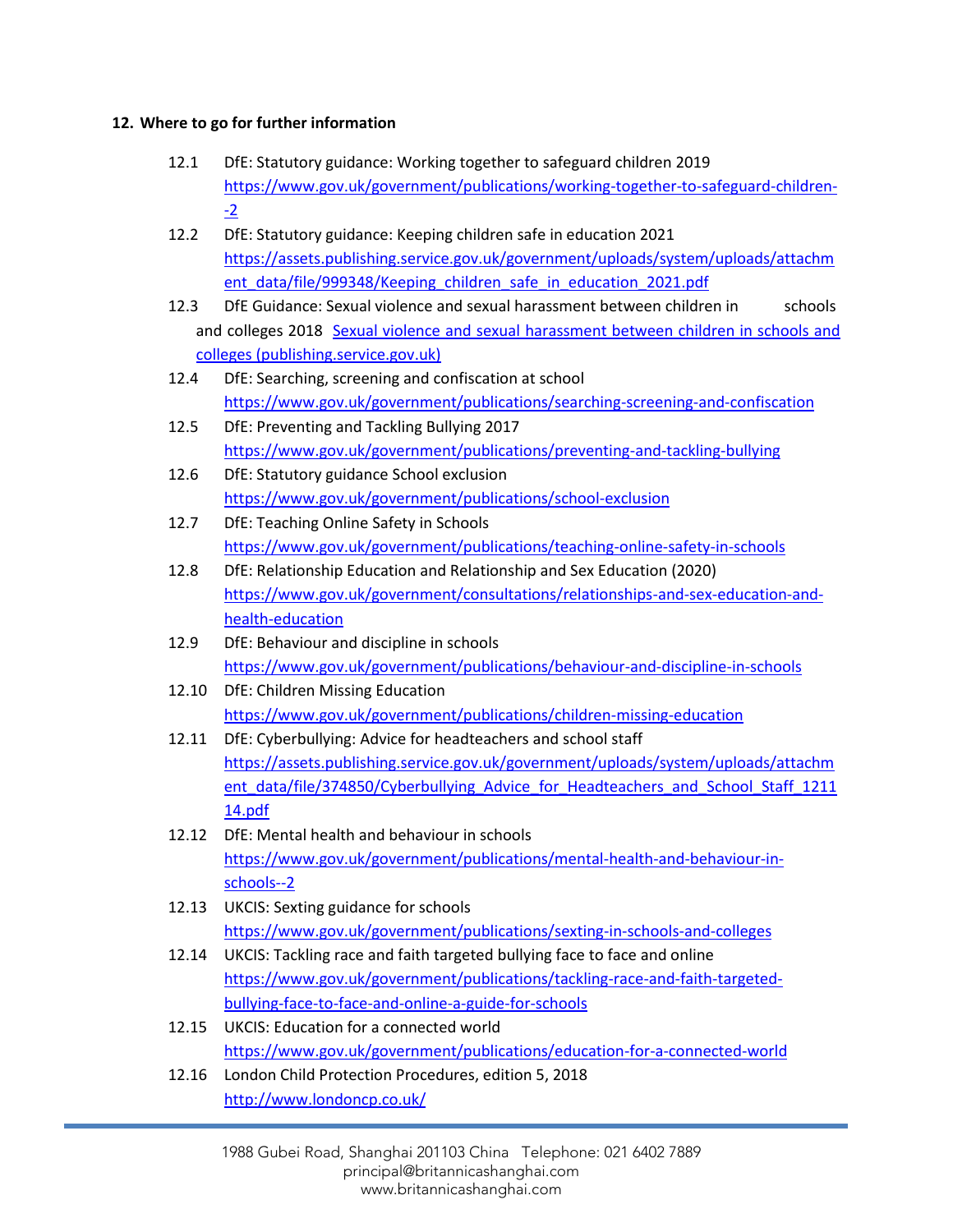**12. Where to go for further information**

12.1 DfE: Statutory guidance: Working together to safeguard children 2019
https://www.gov.uk/government/publications/working-together-to-safeguard-children--2

12.2 DfE: Statutory guidance: Keeping children safe in education 2021
https://assets.publishing.service.gov.uk/government/uploads/system/uploads/attachment_data/file/999348/Keeping_children_safe_in_education_2021.pdf

12.3 DfE Guidance: Sexual violence and sexual harassment between children in schools and colleges 2018 Sexual violence and sexual harassment between children in schools and colleges (publishing.service.gov.uk)

12.4 DfE: Searching, screening and confiscation at school
https://www.gov.uk/government/publications/searching-screening-and-confiscation

12.5 DfE: Preventing and Tackling Bullying 2017
https://www.gov.uk/government/publications/preventing-and-tackling-bullying

12.6 DfE: Statutory guidance School exclusion
https://www.gov.uk/government/publications/school-exclusion

12.7 DfE: Teaching Online Safety in Schools
https://www.gov.uk/government/publications/teaching-online-safety-in-schools

12.8 DfE: Relationship Education and Relationship and Sex Education (2020)
https://www.gov.uk/government/consultations/relationships-and-sex-education-and-health-education

12.9 DfE: Behaviour and discipline in schools
https://www.gov.uk/government/publications/behaviour-and-discipline-in-schools

12.10 DfE: Children Missing Education
https://www.gov.uk/government/publications/children-missing-education

12.11 DfE: Cyberbullying: Advice for headteachers and school staff
https://assets.publishing.service.gov.uk/government/uploads/system/uploads/attachment_data/file/374850/Cyberbullying_Advice_for_Headteachers_and_School_Staff_121114.pdf

12.12 DfE: Mental health and behaviour in schools
https://www.gov.uk/government/publications/mental-health-and-behaviour-in-schools--2

12.13 UKCIS: Sexting guidance for schools
https://www.gov.uk/government/publications/sexting-in-schools-and-colleges

12.14 UKCIS: Tackling race and faith targeted bullying face to face and online
https://www.gov.uk/government/publications/tackling-race-and-faith-targeted-bullying-face-to-face-and-online-a-guide-for-schools

12.15 UKCIS: Education for a connected world
https://www.gov.uk/government/publications/education-for-a-connected-world

12.16 London Child Protection Procedures, edition 5, 2018
http://www.londoncp.co.uk/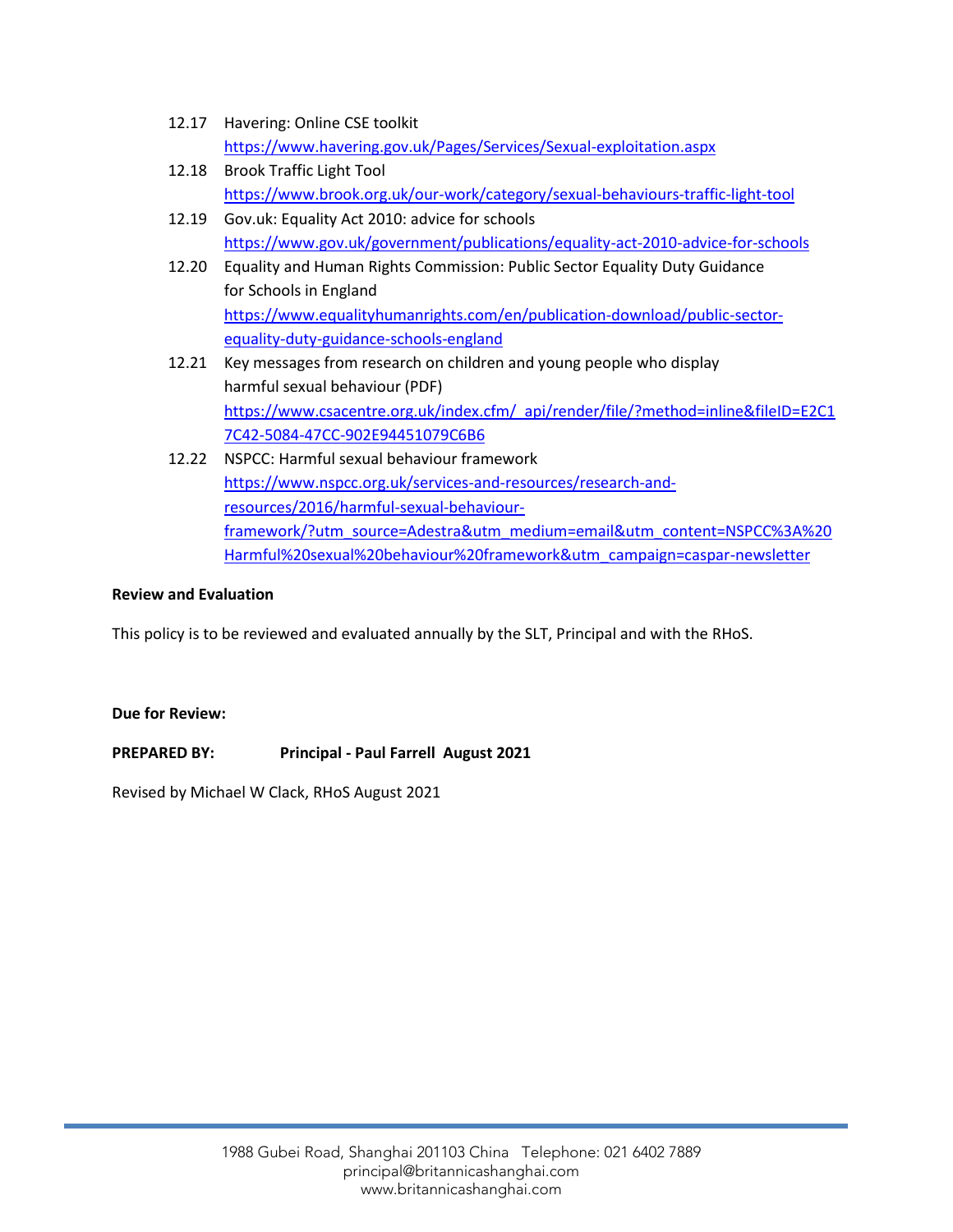12.17 Havering: Online CSE toolkit
https://www.havering.gov.uk/Pages/Services/Sexual-exploitation.aspx

12.18 Brook Traffic Light Tool
https://www.brook.org.uk/our-work/category/sexual-behaviours-traffic-light-tool

12.19 Gov.uk: Equality Act 2010: advice for schools
https://www.gov.uk/government/publications/equality-act-2010-advice-for-schools

12.20 Equality and Human Rights Commission: Public Sector Equality Duty Guidance for Schools in England
https://www.equalityhumanrights.com/en/publication-download/public-sector-equality-duty-guidance-schools-england

12.21 Key messages from research on children and young people who display harmful sexual behaviour (PDF)
https://www.csacentre.org.uk/index.cfm/_api/render/file/?method=inline&fileID=E2C17C42-5084-47CC-902E94451079C6B6

12.22 NSPCC: Harmful sexual behaviour framework
https://www.nspcc.org.uk/services-and-resources/research-and-resources/2016/harmful-sexual-behaviour-framework/?utm_source=Adestra&utm_medium=email&utm_content=NSPCC%3A%20Harmful%20sexual%20behaviour%20framework&utm_campaign=caspar-newsletter

**Review and Evaluation**

This policy is to be reviewed and evaluated annually by the SLT, Principal and with the RHoS.

**Due for Review:**

**PREPARED BY: Principal - Paul Farrell August 2021**

Revised by Michael W Clack, RHoS August 2021